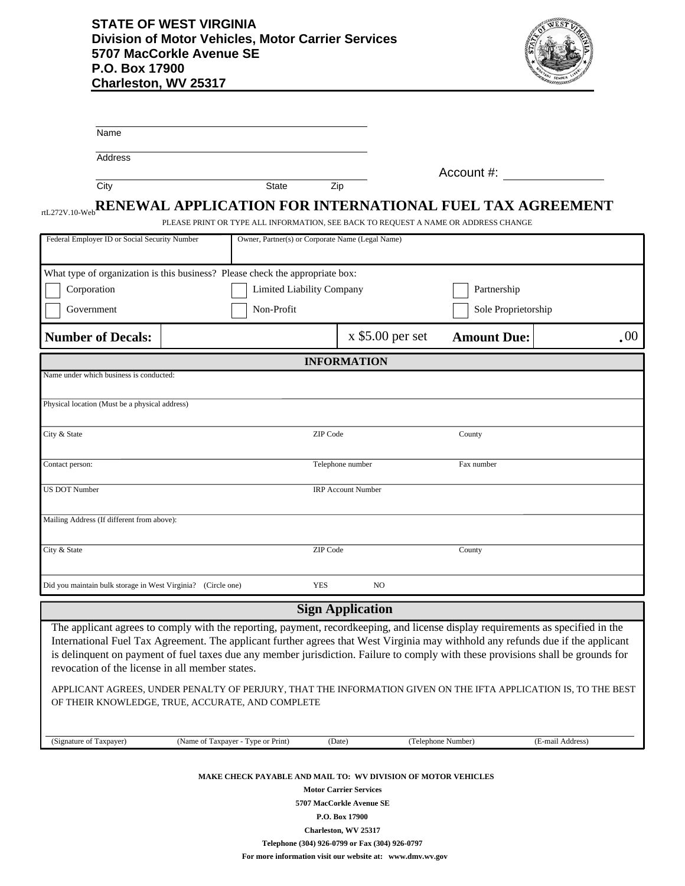**STATE OF WEST VIRGINIA**
**Division of Motor Vehicles, Motor Carrier Services**
**5707 MacCorkle Avenue SE**
**P.O. Box 17900**
**Charleston, WV 25317**

Name

Address

City　　　　　State　　　Zip

Account #: ______________

rtL272V.10-Web

# RENEWAL APPLICATION FOR INTERNATIONAL FUEL TAX AGREEMENT

PLEASE PRINT OR TYPE ALL INFORMATION, SEE BACK TO REQUEST A NAME OR ADDRESS CHANGE

| Federal Employer ID or Social Security Number | Owner, Partner(s) or Corporate Name (Legal Name) |
|---|---|
| | |

What type of organization is this business? Please check the appropriate box:

- ☐ Corporation
- ☐ Limited Liability Company
- ☐ Partnership
- ☐ Government
- ☐ Non-Profit
- ☐ Sole Proprietorship

| **Number of Decals:** | | x $5.00 per set | **Amount Due:** | .00 |
|---|---|---|---|---|

## INFORMATION

| | | |
|---|---|---|
| Name under which business is conducted: | | |
| Physical location (Must be a physical address) | | |
| City & State | ZIP Code | County |
| Contact person: | Telephone number | Fax number |
| US DOT Number | IRP Account Number | |
| Mailing Address (If different from above): | | |
| City & State | ZIP Code | County |
| Did you maintain bulk storage in West Virginia? (Circle one) | YES | NO |

## Sign Application

The applicant agrees to comply with the reporting, payment, recordkeeping, and license display requirements as specified in the International Fuel Tax Agreement. The applicant further agrees that West Virginia may withhold any refunds due if the applicant is delinquent on payment of fuel taxes due any member jurisdiction. Failure to comply with these provisions shall be grounds for revocation of the license in all member states.

APPLICANT AGREES, UNDER PENALTY OF PERJURY, THAT THE INFORMATION GIVEN ON THE IFTA APPLICATION IS, TO THE BEST OF THEIR KNOWLEDGE, TRUE, ACCURATE, AND COMPLETE

| (Signature of Taxpayer) | (Name of Taxpayer - Type or Print) | (Date) | (Telephone Number) | (E-mail Address) |
|---|---|---|---|---|
| | | | | |

**MAKE CHECK PAYABLE AND MAIL TO: WV DIVISION OF MOTOR VEHICLES**
**Motor Carrier Services**
**5707 MacCorkle Avenue SE**
**P.O. Box 17900**
**Charleston, WV 25317**
**Telephone (304) 926-0799 or Fax (304) 926-0797**
**For more information visit our website at: www.dmv.wv.gov**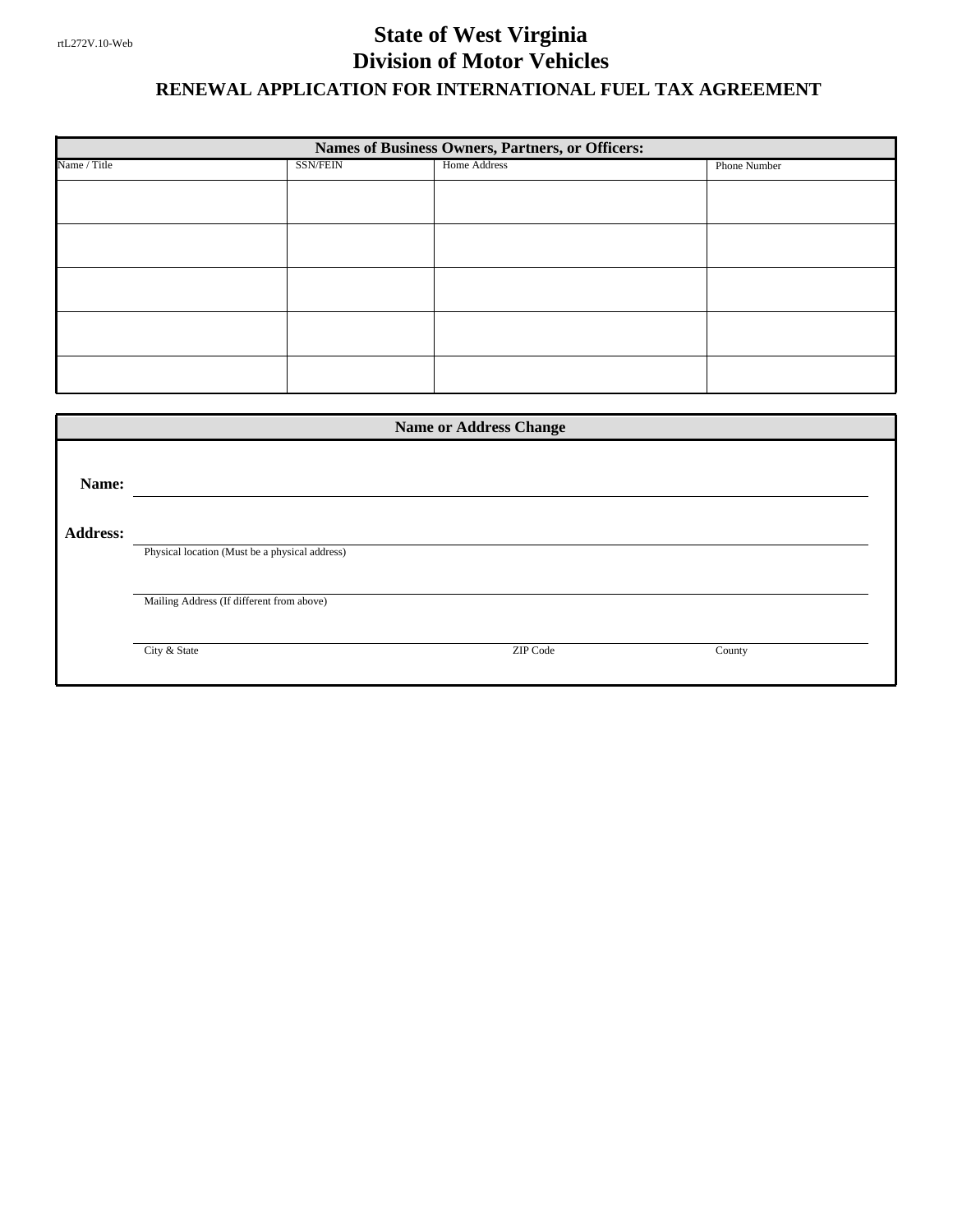rtL272V.10-Web

# State of West Virginia
# Division of Motor Vehicles
## RENEWAL APPLICATION FOR INTERNATIONAL FUEL TAX AGREEMENT

| Names of Business Owners, Partners, or Officers: | | | |
| --- | --- | --- | --- |
| Name / Title | SSN/FEIN | Home Address | Phone Number |
| | | | |
| | | | |
| | | | |
| | | | |
| | | | |

### Name or Address Change

**Name:** ______________________________

**Address:** ______________________________
Physical location (Must be a physical address)

______________________________
Mailing Address (If different from above)

______________________________
City & State ZIP Code County